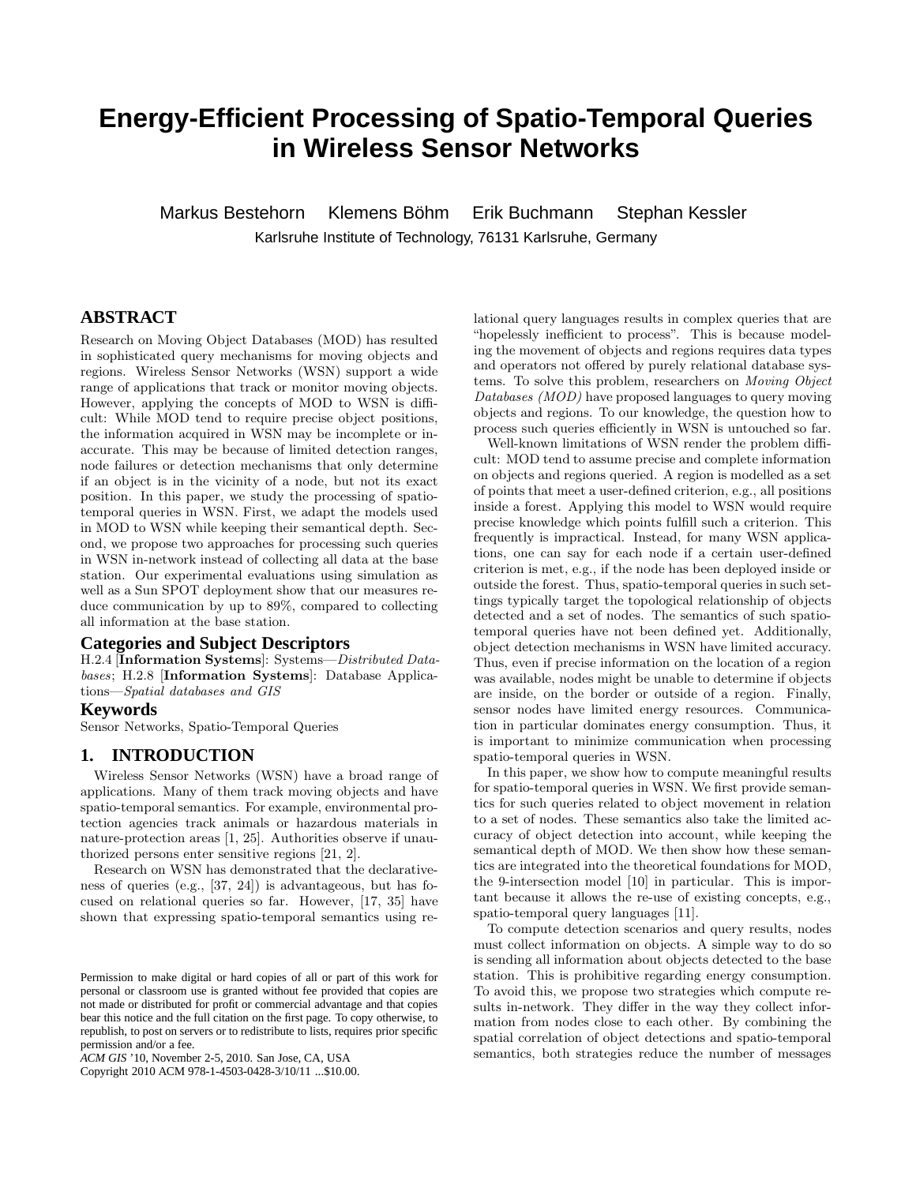# Energy-Efficient Processing of Spatio-Temporal Queries in Wireless Sensor Networks

Markus Bestehorn    Klemens Böhm    Erik Buchmann    Stephan Kessler

Karlsruhe Institute of Technology, 76131 Karlsruhe, Germany

## ABSTRACT

Research on Moving Object Databases (MOD) has resulted in sophisticated query mechanisms for moving objects and regions. Wireless Sensor Networks (WSN) support a wide range of applications that track or monitor moving objects. However, applying the concepts of MOD to WSN is difficult: While MOD tend to require precise object positions, the information acquired in WSN may be incomplete or inaccurate. This may be because of limited detection ranges, node failures or detection mechanisms that only determine if an object is in the vicinity of a node, but not its exact position. In this paper, we study the processing of spatio-temporal queries in WSN. First, we adapt the models used in MOD to WSN while keeping their semantical depth. Second, we propose two approaches for processing such queries in WSN in-network instead of collecting all data at the base station. Our experimental evaluations using simulation as well as a Sun SPOT deployment show that our measures reduce communication by up to 89%, compared to collecting all information at the base station.

### Categories and Subject Descriptors

H.2.4 [**Information Systems**]: Systems—*Distributed Databases*; H.2.8 [**Information Systems**]: Database Applications—*Spatial databases and GIS*

### Keywords

Sensor Networks, Spatio-Temporal Queries

## 1. INTRODUCTION

Wireless Sensor Networks (WSN) have a broad range of applications. Many of them track moving objects and have spatio-temporal semantics. For example, environmental protection agencies track animals or hazardous materials in nature-protection areas [1, 25]. Authorities observe if unauthorized persons enter sensitive regions [21, 2].

Research on WSN has demonstrated that the declarativeness of queries (e.g., [37, 24]) is advantageous, but has focused on relational queries so far. However, [17, 35] have shown that expressing spatio-temporal semantics using relational query languages results in complex queries that are "hopelessly inefficient to process". This is because modeling the movement of objects and regions requires data types and operators not offered by purely relational database systems. To solve this problem, researchers on *Moving Object Databases (MOD)* have proposed languages to query moving objects and regions. To our knowledge, the question how to process such queries efficiently in WSN is untouched so far.

Well-known limitations of WSN render the problem difficult: MOD tend to assume precise and complete information on objects and regions queried. A region is modelled as a set of points that meet a user-defined criterion, e.g., all positions inside a forest. Applying this model to WSN would require precise knowledge which points fulfill such a criterion. This frequently is impractical. Instead, for many WSN applications, one can say for each node if a certain user-defined criterion is met, e.g., if the node has been deployed inside or outside the forest. Thus, spatio-temporal queries in such settings typically target the topological relationship of objects detected and a set of nodes. The semantics of such spatio-temporal queries have not been defined yet. Additionally, object detection mechanisms in WSN have limited accuracy. Thus, even if precise information on the location of a region was available, nodes might be unable to determine if objects are inside, on the border or outside of a region. Finally, sensor nodes have limited energy resources. Communication in particular dominates energy consumption. Thus, it is important to minimize communication when processing spatio-temporal queries in WSN.

In this paper, we show how to compute meaningful results for spatio-temporal queries in WSN. We first provide semantics for such queries related to object movement in relation to a set of nodes. These semantics also take the limited accuracy of object detection into account, while keeping the semantical depth of MOD. We then show how these semantics are integrated into the theoretical foundations for MOD, the 9-intersection model [10] in particular. This is important because it allows the re-use of existing concepts, e.g., spatio-temporal query languages [11].

To compute detection scenarios and query results, nodes must collect information on objects. A simple way to do so is sending all information about objects detected to the base station. This is prohibitive regarding energy consumption. To avoid this, we propose two strategies which compute results in-network. They differ in the way they collect information from nodes close to each other. By combining the spatial correlation of object detections and spatio-temporal semantics, both strategies reduce the number of messages

Permission to make digital or hard copies of all or part of this work for personal or classroom use is granted without fee provided that copies are not made or distributed for profit or commercial advantage and that copies bear this notice and the full citation on the first page. To copy otherwise, to republish, to post on servers or to redistribute to lists, requires prior specific permission and/or a fee.
*ACM GIS* '10, November 2-5, 2010. San Jose, CA, USA
Copyright 2010 ACM 978-1-4503-0428-3/10/11 ...$10.00.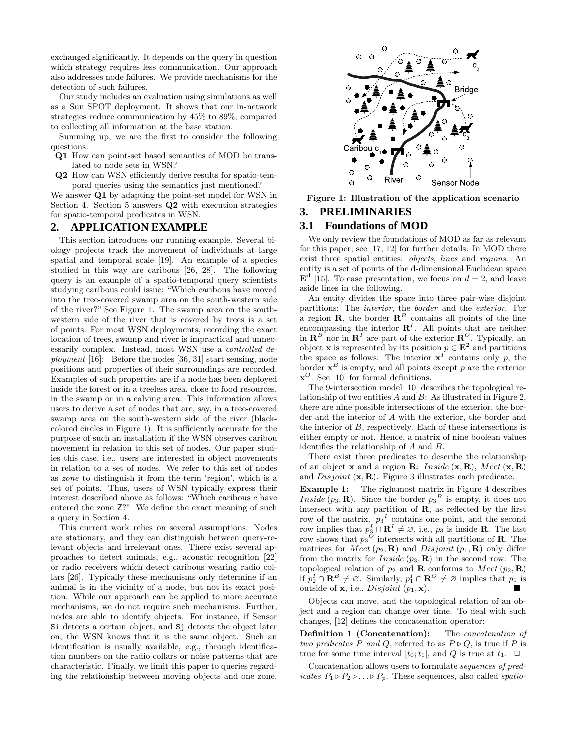exchanged significantly. It depends on the query in question which strategy requires less communication. Our approach also addresses node failures. We provide mechanisms for the detection of such failures.

Our study includes an evaluation using simulations as well as a Sun SPOT deployment. It shows that our in-network strategies reduce communication by 45% to 89%, compared to collecting all information at the base station.

Summing up, we are the first to consider the following questions:

- **Q1** How can point-set based semantics of MOD be translated to node sets in WSN?
- **Q2** How can WSN efficiently derive results for spatio-temporal queries using the semantics just mentioned?

We answer **Q1** by adapting the point-set model for WSN in Section 4. Section 5 answers **Q2** with execution strategies for spatio-temporal predicates in WSN.

## 2. APPLICATION EXAMPLE

This section introduces our running example. Several biology projects track the movement of individuals at large spatial and temporal scale [19]. An example of a species studied in this way are caribous [26, 28]. The following query is an example of a spatio-temporal query scientists studying caribous could issue: "Which caribous have moved into the tree-covered swamp area on the south-western side of the river?" See Figure 1. The swamp area on the south-western side of the river that is covered by trees is a set of points. For most WSN deployments, recording the exact location of trees, swamp and river is impractical and unnecessarily complex. Instead, most WSN use a *controlled deployment* [16]: Before the nodes [36, 31] start sensing, node positions and properties of their surroundings are recorded. Examples of such properties are if a node has been deployed inside the forest or in a treeless area, close to food resources, in the swamp or in a calving area. This information allows users to derive a set of nodes that are, say, in a tree-covered swamp area on the south-western side of the river (black-colored circles in Figure 1). It is sufficiently accurate for the purpose of such an installation if the WSN observes caribou movement in relation to this set of nodes. Our paper studies this case, i.e., users are interested in object movements in relation to a set of nodes. We refer to this set of nodes as *zone* to distinguish it from the term 'region', which is a set of points. Thus, users of WSN typically express their interest described above as follows: "Which caribous c have entered the zone Z?" We define the exact meaning of such a query in Section 4.

This current work relies on several assumptions: Nodes are stationary, and they can distinguish between query-relevant objects and irrelevant ones. There exist several approaches to detect animals, e.g., acoustic recognition [22] or radio receivers which detect caribous wearing radio collars [26]. Typically these mechanisms only determine if an animal is in the vicinity of a node, but not its exact position. While our approach can be applied to more accurate mechanisms, we do not require such mechanisms. Further, nodes are able to identify objects. For instance, if Sensor `Si` detects a certain object, and `Sj` detects the object later on, the WSN knows that it is the same object. Such an identification is usually available, e.g., through identification numbers on the radio collars or noise patterns that are characteristic. Finally, we limit this paper to queries regarding the relationship between moving objects and one zone.

**Figure 1: Illustration of the application scenario**

## 3. PRELIMINARIES

### 3.1 Foundations of MOD

We only review the foundations of MOD as far as relevant for this paper; see [17, 12] for further details. In MOD there exist three spatial entities: *objects*, *lines* and *regions*. An entity is a set of points of the d-dimensional Euclidean space $\mathbf{E^d}$ [15]. To ease presentation, we focus on $d = 2$, and leave aside lines in the following.

An entity divides the space into three pair-wise disjoint partitions: The *interior*, the *border* and the *exterior*. For a region $\mathbf{R}$, the border $\mathbf{R}^B$ contains all points of the line encompassing the interior $\mathbf{R}^I$. All points that are neither in $\mathbf{R}^B$ nor in $\mathbf{R}^I$ are part of the exterior $\mathbf{R}^O$. Typically, an object $\mathbf{x}$ is represented by its position $p \in \mathbf{E^2}$ and partitions the space as follows: The interior $\mathbf{x}^I$ contains only $p$, the border $\mathbf{x}^B$ is empty, and all points except $p$ are the exterior $\mathbf{x}^O$. See [10] for formal definitions.

The 9-intersection model [10] describes the topological relationship of two entities $A$ and $B$: As illustrated in Figure 2, there are nine possible intersections of the exterior, the border and the interior of $A$ with the exterior, the border and the interior of $B$, respectively. Each of these intersections is either empty or not. Hence, a matrix of nine boolean values identifies the relationship of $A$ and $B$.

There exist three predicates to describe the relationship of an object $\mathbf{x}$ and a region $\mathbf{R}$: *Inside* $(\mathbf{x}, \mathbf{R})$, *Meet* $(\mathbf{x}, \mathbf{R})$ and *Disjoint* $(\mathbf{x}, \mathbf{R})$. Figure 3 illustrates each predicate.

**Example 1:** The rightmost matrix in Figure 4 describes *Inside* $(p_3, \mathbf{R})$. Since the border ${p_3}^B$ is empty, it does not intersect with any partition of $\mathbf{R}$, as reflected by the first row of the matrix. ${p_3}^I$ contains one point, and the second row implies that $p_3^I \cap \mathbf{R}^I \neq \varnothing$, i.e., $p_3$ is inside $\mathbf{R}$. The last row shows that ${p_3}^O$ intersects with all partitions of $\mathbf{R}$. The matrices for *Meet* $(p_2, \mathbf{R})$ and *Disjoint* $(p_1, \mathbf{R})$ only differ from the matrix for *Inside* $(p_3, \mathbf{R})$ in the second row: The topological relation of $p_2$ and $\mathbf{R}$ conforms to *Meet* $(p_2, \mathbf{R})$ if $p_2^I \cap \mathbf{R}^B \neq \varnothing$. Similarly, $p_1^I \cap \mathbf{R}^O \neq \varnothing$ implies that $p_1$ is outside of $\mathbf{x}$, i.e., *Disjoint* $(p_1, \mathbf{x})$. ■

Objects can move, and the topological relation of an object and a region can change over time. To deal with such changes, [12] defines the concatenation operator:

**Definition 1 (Concatenation):** *The concatenation of two predicates P and Q, referred to as* $P \triangleright Q$, *is true if P is true for some time interval* $[t_0; t_1[$, *and Q is true at* $t_1$. □

Concatenation allows users to formulate *sequences of predicates* $P_1 \triangleright P_2 \triangleright \ldots \triangleright P_p$. These sequences, also called *spatio-*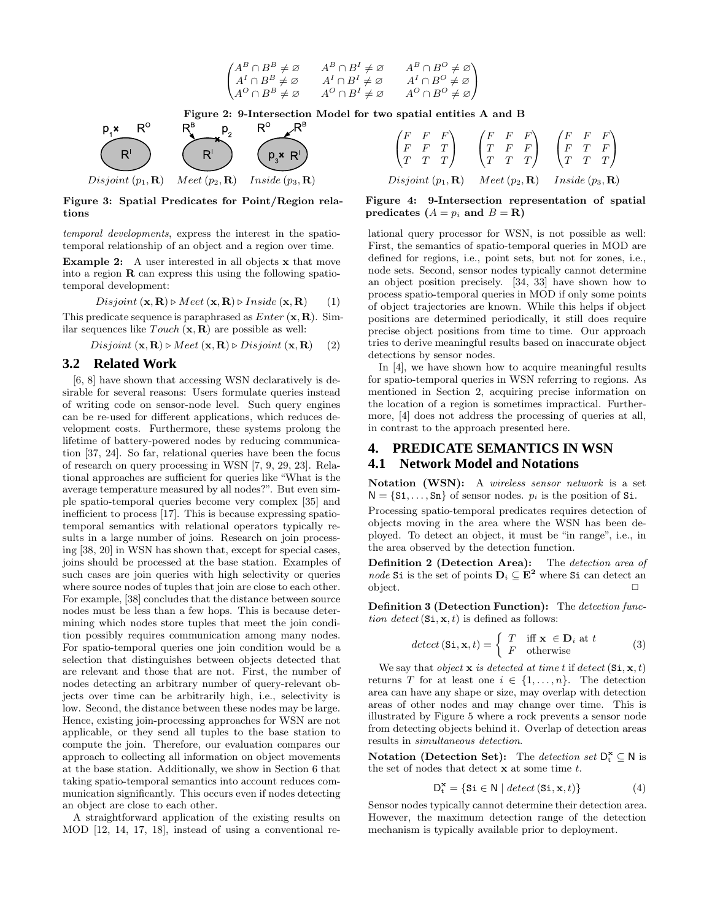$$\begin{pmatrix} A^B \cap B^B \neq \varnothing & A^B \cap B^I \neq \varnothing & A^B \cap B^O \neq \varnothing \\ A^I \cap B^B \neq \varnothing & A^I \cap B^I \neq \varnothing & A^I \cap B^O \neq \varnothing \\ A^O \cap B^B \neq \varnothing & A^O \cap B^I \neq \varnothing & A^O \cap B^O \neq \varnothing \end{pmatrix}$$

**Figure 2: 9-Intersection Model for two spatial entities A and B**

*Disjoint* $(p_1, \mathbf{R})$ *Meet* $(p_2, \mathbf{R})$ *Inside* $(p_3, \mathbf{R})$

**Figure 3: Spatial Predicates for Point/Region relations**

$$\begin{pmatrix} F & F & F \\ F & F & T \\ T & T & T \end{pmatrix} \quad \begin{pmatrix} F & F & F \\ T & F & F \\ T & T & T \end{pmatrix} \quad \begin{pmatrix} F & F & F \\ F & T & F \\ T & T & T \end{pmatrix}$$

*Disjoint* $(p_1, \mathbf{R})$ *Meet* $(p_2, \mathbf{R})$ *Inside* $(p_3, \mathbf{R})$

**Figure 4: 9-Intersection representation of spatial predicates ($A = p_i$ and $B = \mathbf{R}$)**

*temporal developments*, express the interest in the spatio-temporal relationship of an object and a region over time.

**Example 2:** A user interested in all objects $\mathbf{x}$ that move into a region $\mathbf{R}$ can express this using the following spatio-temporal development:

$$Disjoint(\mathbf{x}, \mathbf{R}) \triangleright Meet(\mathbf{x}, \mathbf{R}) \triangleright Inside(\mathbf{x}, \mathbf{R}) \quad (1)$$

This predicate sequence is paraphrased as $Enter(\mathbf{x}, \mathbf{R})$. Similar sequences like $Touch(\mathbf{x}, \mathbf{R})$ are possible as well:

$$Disjoint(\mathbf{x}, \mathbf{R}) \triangleright Meet(\mathbf{x}, \mathbf{R}) \triangleright Disjoint(\mathbf{x}, \mathbf{R}) \quad (2)$$

## 3.2 Related Work

[6, 8] have shown that accessing WSN declaratively is desirable for several reasons: Users formulate queries instead of writing code on sensor-node level. Such query engines can be re-used for different applications, which reduces development costs. Furthermore, these systems prolong the lifetime of battery-powered nodes by reducing communication [37, 24]. So far, relational queries have been the focus of research on query processing in WSN [7, 9, 29, 23]. Relational approaches are sufficient for queries like "What is the average temperature measured by all nodes?". But even simple spatio-temporal queries become very complex [35] and inefficient to process [17]. This is because expressing spatio-temporal semantics with relational operators typically results in a large number of joins. Research on join processing [38, 20] in WSN has shown that, except for special cases, joins should be processed at the base station. Examples of such cases are join queries with high selectivity or queries where source nodes of tuples that join are close to each other. For example, [38] concludes that the distance between source nodes must be less than a few hops. This is because determining which nodes store tuples that meet the join condition possibly requires communication among many nodes. For spatio-temporal queries one join condition would be a selection that distinguishes between objects detected that are relevant and those that are not. First, the number of nodes detecting an arbitrary number of query-relevant objects over time can be arbitrarily high, i.e., selectivity is low. Second, the distance between these nodes may be large. Hence, existing join-processing approaches for WSN are not applicable, or they send all tuples to the base station to compute the join. Therefore, our evaluation compares our approach to collecting all information on object movements at the base station. Additionally, we show in Section 6 that taking spatio-temporal semantics into account reduces communication significantly. This occurs even if nodes detecting an object are close to each other.

A straightforward application of the existing results on MOD [12, 14, 17, 18], instead of using a conventional relational query processor for WSN, is not possible as well: First, the semantics of spatio-temporal queries in MOD are defined for regions, i.e., point sets, but not for zones, i.e., node sets. Second, sensor nodes typically cannot determine an object position precisely. [34, 33] have shown how to process spatio-temporal queries in MOD if only some points of object trajectories are known. While this helps if object positions are determined periodically, it still does require precise object positions from time to time. Our approach tries to derive meaningful results based on inaccurate object detections by sensor nodes.

In [4], we have shown how to acquire meaningful results for spatio-temporal queries in WSN referring to regions. As mentioned in Section 2, acquiring precise information on the location of a region is sometimes impractical. Furthermore, [4] does not address the processing of queries at all, in contrast to the approach presented here.

# 4. PREDICATE SEMANTICS IN WSN

## 4.1 Network Model and Notations

**Notation (WSN):** A *wireless sensor network* is a set $\mathsf{N} = \{\mathtt{S1}, \ldots, \mathtt{Sn}\}$ of sensor nodes. $p_i$ is the position of $\mathtt{Si}$.

Processing spatio-temporal predicates requires detection of objects moving in the area where the WSN has been deployed. To detect an object, it must be "in range", i.e., in the area observed by the detection function.

**Definition 2 (Detection Area):** The *detection area of node* $\mathtt{Si}$ is the set of points $\mathbf{D}_i \subseteq \mathbf{E^2}$ where $\mathtt{Si}$ can detect an object. □

**Definition 3 (Detection Function):** The *detection function* $detect(\mathtt{Si}, \mathbf{x}, t)$ is defined as follows:

$$detect(\mathtt{Si}, \mathbf{x}, t) = \begin{cases} T & \text{iff } \mathbf{x} \in \mathbf{D}_i \text{ at } t \\ F & \text{otherwise} \end{cases} \quad (3)$$

We say that *object* $\mathbf{x}$ *is detected at time* $t$ if $detect(\mathtt{Si}, \mathbf{x}, t)$ returns $T$ for at least one $i \in \{1, \ldots, n\}$. The detection area can have any shape or size, may overlap with detection areas of other nodes and may change over time. This is illustrated by Figure 5 where a rock prevents a sensor node from detecting objects behind it. Overlap of detection areas results in *simultaneous detection*.

**Notation (Detection Set):** The *detection set* $\mathsf{D}^{\mathsf{x}}_{\mathsf{t}} \subseteq \mathsf{N}$ is the set of nodes that detect $\mathbf{x}$ at some time $t$.

$$\mathsf{D}^{\mathsf{x}}_{\mathsf{t}} = \{\mathtt{Si} \in \mathsf{N} \mid detect(\mathtt{Si}, \mathbf{x}, t)\} \quad (4)$$

Sensor nodes typically cannot determine their detection area. However, the maximum detection range of the detection mechanism is typically available prior to deployment.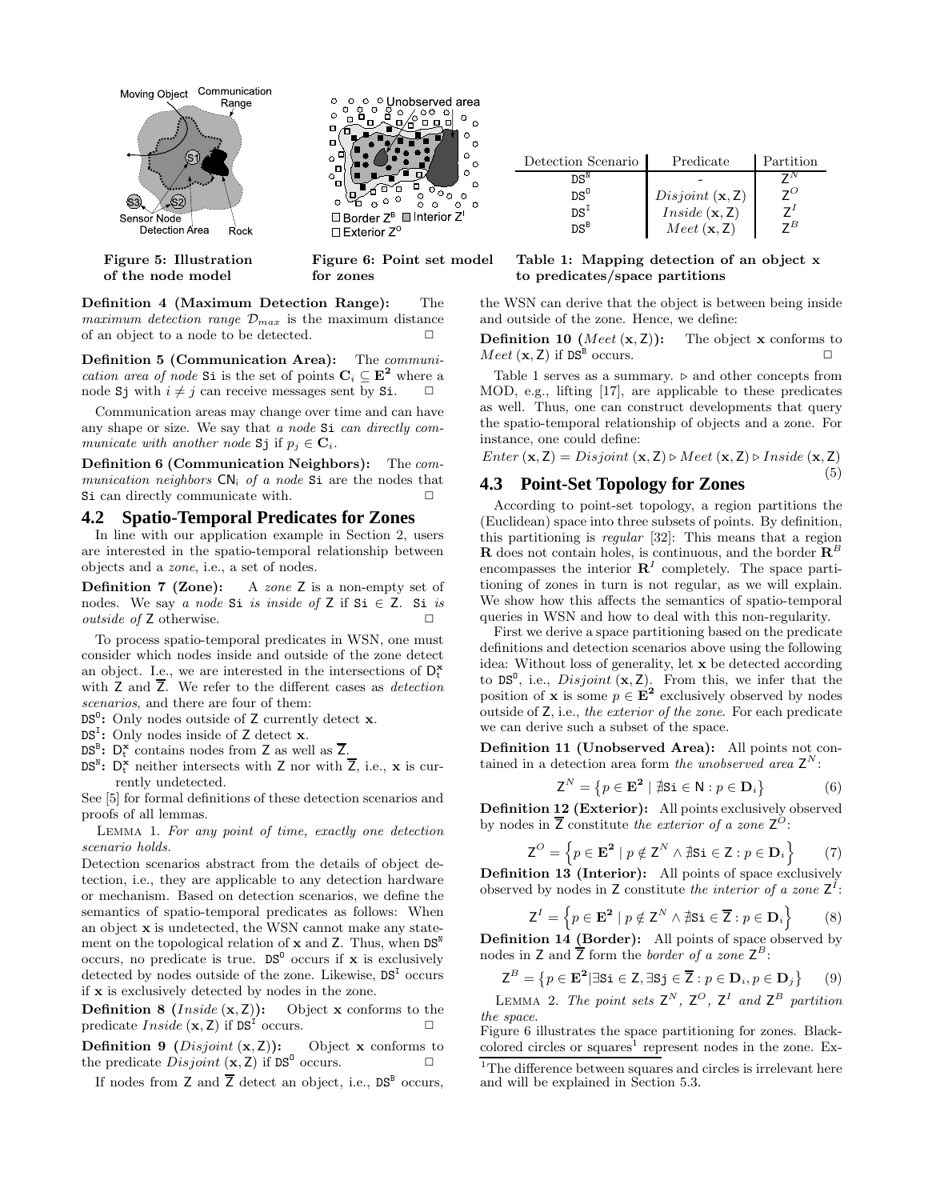Figure 5: Illustration of the node model

Figure 6: Point set model for zones

| Detection Scenario | Predicate | Partition |
| --- | --- | --- |
| $\mathtt{DS^N}$ | - | $\mathsf{Z}^N$ |
| $\mathtt{DS^O}$ | $Disjoint\,(\mathbf{x}, \mathsf{Z})$ | $\mathsf{Z}^O$ |
| $\mathtt{DS^I}$ | $Inside\,(\mathbf{x}, \mathsf{Z})$ | $\mathsf{Z}^I$ |
| $\mathtt{DS^B}$ | $Meet\,(\mathbf{x}, \mathsf{Z})$ | $\mathsf{Z}^B$ |

Table 1: Mapping detection of an object x to predicates/space partitions

**Definition 4 (Maximum Detection Range):** The *maximum detection range* $\mathcal{D}_{max}$ is the maximum distance of an object to a node to be detected. □

**Definition 5 (Communication Area):** The *communication area of node* $\mathtt{Si}$ is the set of points $\mathbf{C}_i \subseteq \mathbf{E^2}$ where a node $\mathtt{Sj}$ with $i \neq j$ can receive messages sent by $\mathtt{Si}$. □

Communication areas may change over time and can have any shape or size. We say that *a node* $\mathtt{Si}$ *can directly communicate with another node* $\mathtt{Sj}$ if $p_j \in \mathbf{C}_i$.

**Definition 6 (Communication Neighbors):** The *communication neighbors* $\mathsf{CN}_i$ *of a node* $\mathtt{Si}$ are the nodes that $\mathtt{Si}$ can directly communicate with. □

## 4.2 Spatio-Temporal Predicates for Zones

In line with our application example in Section 2, users are interested in the spatio-temporal relationship between objects and a *zone*, i.e., a set of nodes.

**Definition 7 (Zone):** A *zone* $\mathsf{Z}$ is a non-empty set of nodes. We say *a node* $\mathtt{Si}$ *is inside of* $\mathsf{Z}$ if $\mathtt{Si} \in \mathsf{Z}$. $\mathtt{Si}$ *is outside of* $\mathsf{Z}$ otherwise. □

To process spatio-temporal predicates in WSN, one must consider which nodes inside and outside of the zone detect an object. I.e., we are interested in the intersections of $\mathsf{D}_t^{\mathbf{x}}$ with $\mathsf{Z}$ and $\overline{\mathsf{Z}}$. We refer to the different cases as *detection scenarios*, and there are four of them:

- $\mathtt{DS^O}$**:** Only nodes outside of $\mathsf{Z}$ currently detect $\mathbf{x}$.
- $\mathtt{DS^I}$**:** Only nodes inside of $\mathsf{Z}$ detect $\mathbf{x}$.
- $\mathtt{DS^B}$**:** $\mathsf{D}_t^{\mathbf{x}}$ contains nodes from $\mathsf{Z}$ as well as $\overline{\mathsf{Z}}$.
- $\mathtt{DS^N}$**:** $\mathsf{D}_t^{\mathbf{x}}$ neither intersects with $\mathsf{Z}$ nor with $\overline{\mathsf{Z}}$, i.e., $\mathbf{x}$ is currently undetected.

See [5] for formal definitions of these detection scenarios and proofs of all lemmas.

Lemma 1. *For any point of time, exactly one detection scenario holds.*

Detection scenarios abstract from the details of object detection, i.e., they are applicable to any detection hardware or mechanism. Based on detection scenarios, we define the semantics of spatio-temporal predicates as follows: When an object $\mathbf{x}$ is undetected, the WSN cannot make any statement on the topological relation of $\mathbf{x}$ and $\mathsf{Z}$. Thus, when $\mathtt{DS^N}$ occurs, no predicate is true. $\mathtt{DS^O}$ occurs if $\mathbf{x}$ is exclusively detected by nodes outside of the zone. Likewise, $\mathtt{DS^I}$ occurs if $\mathbf{x}$ is exclusively detected by nodes in the zone.

**Definition 8 ($Inside\,(\mathbf{x}, \mathsf{Z})$):** Object $\mathbf{x}$ conforms to the predicate $Inside\,(\mathbf{x}, \mathsf{Z})$ if $\mathtt{DS^I}$ occurs. □

**Definition 9 ($Disjoint\,(\mathbf{x}, \mathsf{Z})$):** Object $\mathbf{x}$ conforms to the predicate $Disjoint\,(\mathbf{x}, \mathsf{Z})$ if $\mathtt{DS^O}$ occurs. □

If nodes from $\mathsf{Z}$ and $\overline{\mathsf{Z}}$ detect an object, i.e., $\mathtt{DS^B}$ occurs, the WSN can derive that the object is between being inside and outside of the zone. Hence, we define:

**Definition 10 ($Meet\,(\mathbf{x}, \mathsf{Z})$):** The object $\mathbf{x}$ conforms to $Meet\,(\mathbf{x}, \mathsf{Z})$ if $\mathtt{DS^B}$ occurs. □

Table 1 serves as a summary. $\triangleright$ and other concepts from MOD, e.g., lifting [17], are applicable to these predicates as well. Thus, one can construct developments that query the spatio-temporal relationship of objects and a zone. For instance, one could define:

$$Enter\,(\mathbf{x}, \mathsf{Z}) = Disjoint\,(\mathbf{x}, \mathsf{Z}) \triangleright Meet\,(\mathbf{x}, \mathsf{Z}) \triangleright Inside\,(\mathbf{x}, \mathsf{Z}) \quad (5)$$

## 4.3 Point-Set Topology for Zones

According to point-set topology, a region partitions the (Euclidean) space into three subsets of points. By definition, this partitioning is *regular* [32]: This means that a region $\mathbf{R}$ does not contain holes, is continuous, and the border $\mathbf{R}^B$ encompasses the interior $\mathbf{R}^I$ completely. The space partitioning of zones in turn is not regular, as we will explain. We show how this affects the semantics of spatio-temporal queries in WSN and how to deal with this non-regularity.

First we derive a space partitioning based on the predicate definitions and detection scenarios above using the following idea: Without loss of generality, let $\mathbf{x}$ be detected according to $\mathtt{DS^O}$, i.e., $Disjoint\,(\mathbf{x}, \mathsf{Z})$. From this, we infer that the position of $\mathbf{x}$ is some $p \in \mathbf{E^2}$ exclusively observed by nodes outside of $\mathsf{Z}$, i.e., *the exterior of the zone*. For each predicate we can derive such a subset of the space.

**Definition 11 (Unobserved Area):** All points not contained in a detection area form *the unobserved area* $\mathsf{Z}^N$:

$$\mathsf{Z}^N = \left\{p \in \mathbf{E^2} \mid \nexists \mathtt{Si} \in \mathsf{N} : p \in \mathbf{D}_i\right\} \quad (6)$$

**Definition 12 (Exterior):** All points exclusively observed by nodes in $\overline{\mathsf{Z}}$ constitute *the exterior of a zone* $\mathsf{Z}^O$:

$$\mathsf{Z}^O = \left\{p \in \mathbf{E^2} \mid p \notin \mathsf{Z}^N \wedge \nexists \mathtt{Si} \in \mathsf{Z} : p \in \mathbf{D}_i\right\} \quad (7)$$

**Definition 13 (Interior):** All points of space exclusively observed by nodes in $\mathsf{Z}$ constitute *the interior of a zone* $\mathsf{Z}^I$:

$$\mathsf{Z}^I = \left\{p \in \mathbf{E^2} \mid p \notin \mathsf{Z}^N \wedge \nexists \mathtt{Si} \in \overline{\mathsf{Z}} : p \in \mathbf{D}_i\right\} \quad (8)$$

**Definition 14 (Border):** All points of space observed by nodes in $\mathsf{Z}$ and $\overline{\mathsf{Z}}$ form the *border of a zone* $\mathsf{Z}^B$:

$$\mathsf{Z}^B = \left\{p \in \mathbf{E^2} \mid \exists \mathtt{Si} \in \mathsf{Z}, \exists \mathtt{Sj} \in \overline{\mathsf{Z}} : p \in \mathbf{D}_i, p \in \mathbf{D}_j\right\} \quad (9)$$

Lemma 2. *The point sets* $\mathsf{Z}^N$*,* $\mathsf{Z}^O$*,* $\mathsf{Z}^I$ *and* $\mathsf{Z}^B$ *partition the space.*

Figure 6 illustrates the space partitioning for zones. Black-colored circles or squares[1] represent nodes in the zone. Ex-

[1] The difference between squares and circles is irrelevant here and will be explained in Section 5.3.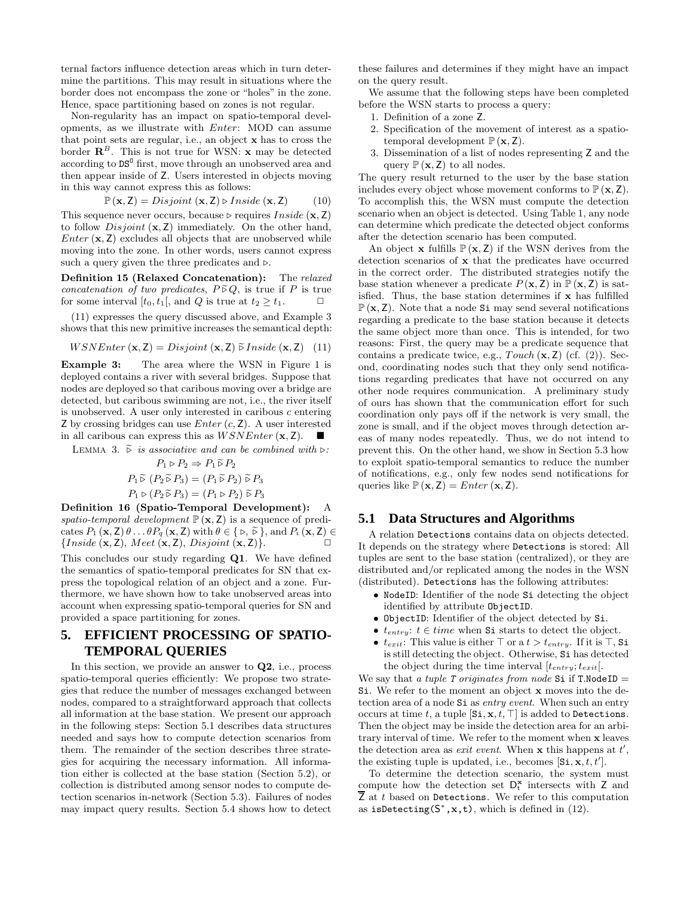ternal factors influence detection areas which in turn determine the partitions. This may result in situations where the border does not encompass the zone or "holes" in the zone. Hence, space partitioning based on zones is not regular.

Non-regularity has an impact on spatio-temporal developments, as we illustrate with *Enter*: MOD can assume that point sets are regular, i.e., an object $\mathbf{x}$ has to cross the border $\mathbf{R}^B$. This is not true for WSN: $\mathbf{x}$ may be detected according to $\mathtt{DS}^0$ first, move through an unobserved area and then appear inside of $\mathsf{Z}$. Users interested in objects moving in this way cannot express this as follows:

$$\mathbb{P}(\mathbf{x}, \mathsf{Z}) = Disjoint(\mathbf{x}, \mathsf{Z}) \triangleright Inside(\mathbf{x}, \mathsf{Z}) \qquad (10)$$

This sequence never occurs, because $\triangleright$ requires $Inside(\mathbf{x}, \mathsf{Z})$ to follow $Disjoint(\mathbf{x}, \mathsf{Z})$ immediately. On the other hand, $Enter(\mathbf{x}, \mathsf{Z})$ excludes all objects that are unobserved while moving into the zone. In other words, users cannot express such a query given the three predicates and $\triangleright$.

**Definition 15 (Relaxed Concatenation):** The *relaxed concatenation of two predicates*, $P \,\widetilde{\triangleright}\, Q$, is true if $P$ is true for some interval $[t_0, t_1[$, and $Q$ is true at $t_2 \geq t_1$. □

(11) expresses the query discussed above, and Example 3 shows that this new primitive increases the semantical depth:

$$WSNEnter(\mathbf{x}, \mathsf{Z}) = Disjoint(\mathbf{x}, \mathsf{Z}) \,\widetilde{\triangleright}\, Inside(\mathbf{x}, \mathsf{Z}) \quad (11)$$

**Example 3:** The area where the WSN in Figure 1 is deployed contains a river with several bridges. Suppose that nodes are deployed so that caribous moving over a bridge are detected, but caribous swimming are not, i.e., the river itself is unobserved. A user only interested in caribous $c$ entering $\mathsf{Z}$ by crossing bridges can use $Enter(c, \mathsf{Z})$. A user interested in all caribous can express this as $WSNEnter(\mathbf{x}, \mathsf{Z})$. ■

LEMMA 3. $\widetilde{\triangleright}$ *is associative and can be combined with* $\triangleright$*:*

$$P_1 \triangleright P_2 \Rightarrow P_1 \,\widetilde{\triangleright}\, P_2$$

$$P_1 \,\widetilde{\triangleright}\, (P_2 \,\widetilde{\triangleright}\, P_3) = (P_1 \,\widetilde{\triangleright}\, P_2) \,\widetilde{\triangleright}\, P_3$$

$$P_1 \triangleright (P_2 \,\widetilde{\triangleright}\, P_3) = (P_1 \triangleright P_2) \,\widetilde{\triangleright}\, P_3$$

**Definition 16 (Spatio-Temporal Development):** A *spatio-temporal development* $\mathbb{P}(\mathbf{x}, \mathsf{Z})$ is a sequence of predicates $P_1(\mathbf{x}, \mathsf{Z})\, \theta \ldots \theta P_q(\mathbf{x}, \mathsf{Z})$ with $\theta \in \{\triangleright, \widetilde{\triangleright}\}$, and $P_i(\mathbf{x}, \mathsf{Z}) \in \{Inside(\mathbf{x}, \mathsf{Z}), Meet(\mathbf{x}, \mathsf{Z}), Disjoint(\mathbf{x}, \mathsf{Z})\}$. □

This concludes our study regarding **Q1**. We have defined the semantics of spatio-temporal predicates for SN that express the topological relation of an object and a zone. Furthermore, we have shown how to take unobserved areas into account when expressing spatio-temporal queries for SN and provided a space partitioning for zones.

# 5. EFFICIENT PROCESSING OF SPATIO-TEMPORAL QUERIES

In this section, we provide an answer to **Q2**, i.e., process spatio-temporal queries efficiently: We propose two strategies that reduce the number of messages exchanged between nodes, compared to a straightforward approach that collects all information at the base station. We present our approach in the following steps: Section 5.1 describes data structures needed and says how to compute detection scenarios from them. The remainder of the section describes three strategies for acquiring the necessary information. All information either is collected at the base station (Section 5.2), or collection is distributed among sensor nodes to compute detection scenarios in-network (Section 5.3). Failures of nodes may impact query results. Section 5.4 shows how to detect these failures and determines if they might have an impact on the query result.

We assume that the following steps have been completed before the WSN starts to process a query:

1. Definition of a zone $\mathsf{Z}$.
2. Specification of the movement of interest as a spatio-temporal development $\mathbb{P}(\mathbf{x}, \mathsf{Z})$.
3. Dissemination of a list of nodes representing $\mathsf{Z}$ and the query $\mathbb{P}(\mathbf{x}, \mathsf{Z})$ to all nodes.

The query result returned to the user by the base station includes every object whose movement conforms to $\mathbb{P}(\mathbf{x}, \mathsf{Z})$. To accomplish this, the WSN must compute the detection scenario when an object is detected. Using Table 1, any node can determine which predicate the detected object conforms after the detection scenario has been computed.

An object $\mathbf{x}$ fulfills $\mathbb{P}(\mathbf{x}, \mathsf{Z})$ if the WSN derives from the detection scenarios of $\mathbf{x}$ that the predicates have occurred in the correct order. The distributed strategies notify the base station whenever a predicate $P(\mathbf{x}, \mathsf{Z})$ in $\mathbb{P}(\mathbf{x}, \mathsf{Z})$ is satisfied. Thus, the base station determines if $\mathbf{x}$ has fulfilled $\mathbb{P}(\mathbf{x}, \mathsf{Z})$. Note that a node `Si` may send several notifications regarding a predicate to the base station because it detects the same object more than once. This is intended, for two reasons: First, the query may be a predicate sequence that contains a predicate twice, e.g., $Touch(\mathbf{x}, \mathsf{Z})$ (cf. (2)). Second, coordinating nodes such that they only send notifications regarding predicates that have not occurred on any other node requires communication. A preliminary study of ours has shown that the communication effort for such coordination only pays off if the network is very small, the zone is small, and if the object moves through detection areas of many nodes repeatedly. Thus, we do not intend to prevent this. On the other hand, we show in Section 5.3 how to exploit spatio-temporal semantics to reduce the number of notifications, e.g., only few nodes send notifications for queries like $\mathbb{P}(\mathbf{x}, \mathsf{Z}) = Enter(\mathbf{x}, \mathsf{Z})$.

## 5.1 Data Structures and Algorithms

A relation `Detections` contains data on objects detected. It depends on the strategy where `Detections` is stored: All tuples are sent to the base station (centralized), or they are distributed and/or replicated among the nodes in the WSN (distributed). `Detections` has the following attributes:

- `NodeID`: Identifier of the node `Si` detecting the object identified by attribute `ObjectID`.
- `ObjectID`: Identifier of the object detected by `Si`.
- $t_{entry}$: $t \in time$ when `Si` starts to detect the object.
- $t_{exit}$: This value is either $\top$ or a $t > t_{entry}$. If it is $\top$, `Si` is still detecting the object. Otherwise, `Si` has detected the object during the time interval $[t_{entry}; t_{exit}[$.

We say that *a tuple* `T` *originates from node* `Si` if `T.NodeID` = `Si`. We refer to the moment an object $\mathbf{x}$ moves into the detection area of a node `Si` as *entry event*. When such an entry occurs at time $t$, a tuple $[\mathtt{Si}, \mathbf{x}, t, \top]$ is added to `Detections`. Then the object may be inside the detection area for an arbitrary interval of time. We refer to the moment when $\mathbf{x}$ leaves the detection area as *exit event*. When $\mathbf{x}$ this happens at $t'$, the existing tuple is updated, i.e., becomes $[\mathtt{Si}, \mathbf{x}, t, t']$.

To determine the detection scenario, the system must compute how the detection set $\mathsf{D}^{\mathbf{x}}_{\mathsf{t}}$ intersects with $\mathsf{Z}$ and $\overline{\mathsf{Z}}$ at $t$ based on `Detections`. We refer to this computation as `isDetecting(`$\mathsf{S}^*$`,x,t)`, which is defined in (12).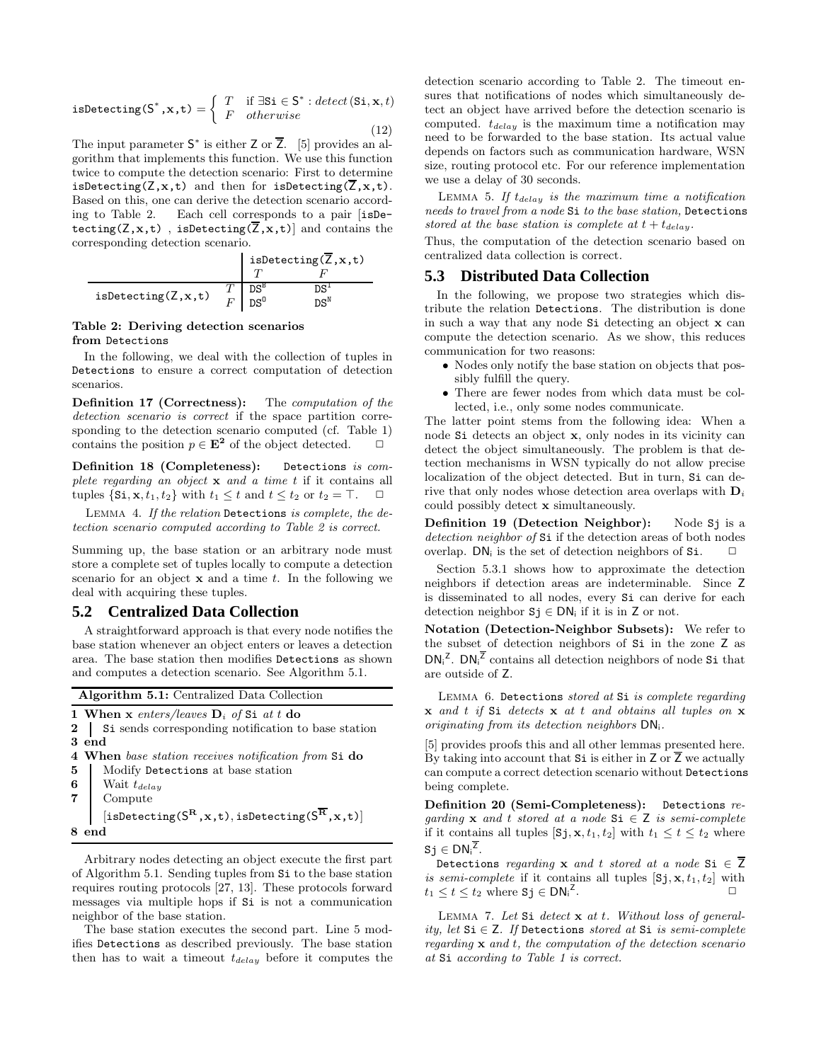$$\texttt{isDetecting}(\mathsf{S}^*,\mathbf{x},\mathtt{t}) = \begin{cases} T & \text{if } \exists \mathtt{Si} \in \mathsf{S}^* : detect(\mathtt{Si},\mathbf{x},t) \\ F & otherwise \end{cases} \tag{12}$$

The input parameter $\mathsf{S}^*$ is either $\mathsf{Z}$ or $\overline{\mathsf{Z}}$. [5] provides an algorithm that implements this function. We use this function twice to compute the detection scenario: First to determine isDetecting(Z,x,t) and then for isDetecting($\overline{\mathsf{Z}}$,x,t). Based on this, one can derive the detection scenario according to Table 2. Each cell corresponds to a pair [isDetecting(Z,x,t) , isDetecting($\overline{\mathsf{Z}}$,x,t)] and contains the corresponding detection scenario.

| | | isDetecting($\overline{\mathsf{Z}}$,x,t) | |
|---|---|---|---|
| | | $T$ | $F$ |
| isDetecting(Z,x,t) | $T$ | $\mathtt{DS}^{\mathtt{B}}$ | $\mathtt{DS}^{\mathtt{I}}$ |
| | $F$ | $\mathtt{DS}^{\mathtt{O}}$ | $\mathtt{DS}^{\mathtt{N}}$ |

**Table 2: Deriving detection scenarios from Detections**

In the following, we deal with the collection of tuples in Detections to ensure a correct computation of detection scenarios.

**Definition 17 (Correctness):** *The computation of the detection scenario is correct if the space partition corresponding to the detection scenario computed (cf. Table 1) contains the position* $p \in \mathbf{E^2}$ *of the object detected.* □

**Definition 18 (Completeness):** Detections *is complete regarding an object* $\mathbf{x}$ *and a time* $t$ *if it contains all tuples* $\{\mathtt{Si}, \mathbf{x}, t_1, t_2\}$ *with* $t_1 \leq t$ *and* $t \leq t_2$ *or* $t_2 = \top$. □

Lemma 4. *If the relation* Detections *is complete, the detection scenario computed according to Table 2 is correct.*

Summing up, the base station or an arbitrary node must store a complete set of tuples locally to compute a detection scenario for an object $\mathbf{x}$ and a time $t$. In the following we deal with acquiring these tuples.

## 5.2 Centralized Data Collection

A straightforward approach is that every node notifies the base station whenever an object enters or leaves a detection area. The base station then modifies Detections as shown and computes a detection scenario. See Algorithm 5.1.

**Algorithm 5.1:** Centralized Data Collection

```
1 When x enters/leaves D_i of Si at t do
2 |  Si sends corresponding notification to base station
3 end
4 When base station receives notification from Si do
5 |  Modify Detections at base station
6 |  Wait t_delay
7 |  Compute
   |  [isDetecting(S^R,x,t), isDetecting(S^R̄,x,t)]
8 end
```

Arbitrary nodes detecting an object execute the first part of Algorithm 5.1. Sending tuples from Si to the base station requires routing protocols [27, 13]. These protocols forward messages via multiple hops if Si is not a communication neighbor of the base station.

The base station executes the second part. Line 5 modifies Detections as described previously. The base station then has to wait a timeout $t_{delay}$ before it computes the detection scenario according to Table 2. The timeout ensures that notifications of nodes which simultaneously detect an object have arrived before the detection scenario is computed. $t_{delay}$ is the maximum time a notification may need to be forwarded to the base station. Its actual value depends on factors such as communication hardware, WSN size, routing protocol etc. For our reference implementation we use a delay of 30 seconds.

Lemma 5. *If* $t_{delay}$ *is the maximum time a notification needs to travel from a node* Si *to the base station,* Detections *stored at the base station is complete at* $t + t_{delay}$.

Thus, the computation of the detection scenario based on centralized data collection is correct.

## 5.3 Distributed Data Collection

In the following, we propose two strategies which distribute the relation Detections. The distribution is done in such a way that any node Si detecting an object $\mathbf{x}$ can compute the detection scenario. As we show, this reduces communication for two reasons:

- Nodes only notify the base station on objects that possibly fulfill the query.
- There are fewer nodes from which data must be collected, i.e., only some nodes communicate.

The latter point stems from the following idea: When a node Si detects an object $\mathbf{x}$, only nodes in its vicinity can detect the object simultaneously. The problem is that detection mechanisms in WSN typically do not allow precise localization of the object detected. But in turn, Si can derive that only nodes whose detection area overlaps with $\mathbf{D}_i$ could possibly detect $\mathbf{x}$ simultaneously.

**Definition 19 (Detection Neighbor):** *Node* Sj *is a detection neighbor of* Si *if the detection areas of both nodes overlap.* $\mathsf{DN_i}$ *is the set of detection neighbors of* Si. □

Section 5.3.1 shows how to approximate the detection neighbors if detection areas are indeterminable. Since $\mathsf{Z}$ is disseminated to all nodes, every Si can derive for each detection neighbor $\mathtt{Sj} \in \mathsf{DN_i}$ if it is in $\mathsf{Z}$ or not.

**Notation (Detection-Neighbor Subsets):** We refer to the subset of detection neighbors of Si in the zone $\mathsf{Z}$ as $\mathsf{DN_i}^{\mathsf{Z}}$. $\mathsf{DN_i}^{\overline{\mathsf{Z}}}$ contains all detection neighbors of node Si that are outside of $\mathsf{Z}$.

Lemma 6. Detections *stored at* Si *is complete regarding* $\mathbf{x}$ *and* $t$ *if* Si *detects* $\mathbf{x}$ *at* $t$ *and obtains all tuples on* $\mathbf{x}$ *originating from its detection neighbors* $\mathsf{DN_i}$.

[5] provides proofs this and all other lemmas presented here. By taking into account that Si is either in $\mathsf{Z}$ or $\overline{\mathsf{Z}}$ we actually can compute a correct detection scenario without Detections being complete.

**Definition 20 (Semi-Completeness):** Detections *regarding* $\mathbf{x}$ *and* $t$ *stored at a node* $\mathtt{Si} \in \mathsf{Z}$ *is semi-complete if it contains all tuples* $[\mathtt{Sj}, \mathbf{x}, t_1, t_2]$ *with* $t_1 \leq t \leq t_2$ *where* $\mathtt{Sj} \in \mathsf{DN_i}^{\overline{\mathsf{Z}}}$.

Detections *regarding* $\mathbf{x}$ *and* $t$ *stored at a node* $\mathtt{Si} \in \overline{\mathsf{Z}}$ *is semi-complete if it contains all tuples* $[\mathtt{Sj}, \mathbf{x}, t_1, t_2]$ *with* $t_1 \leq t \leq t_2$ *where* $\mathtt{Sj} \in \mathsf{DN_i}^{\mathsf{Z}}$. □

Lemma 7. *Let* Si *detect* $\mathbf{x}$ *at* $t$*. Without loss of generality, let* $\mathtt{Si} \in \mathsf{Z}$*. If* Detections *stored at* Si *is semi-complete regarding* $\mathbf{x}$ *and* $t$*, the computation of the detection scenario at* Si *according to Table 1 is correct.*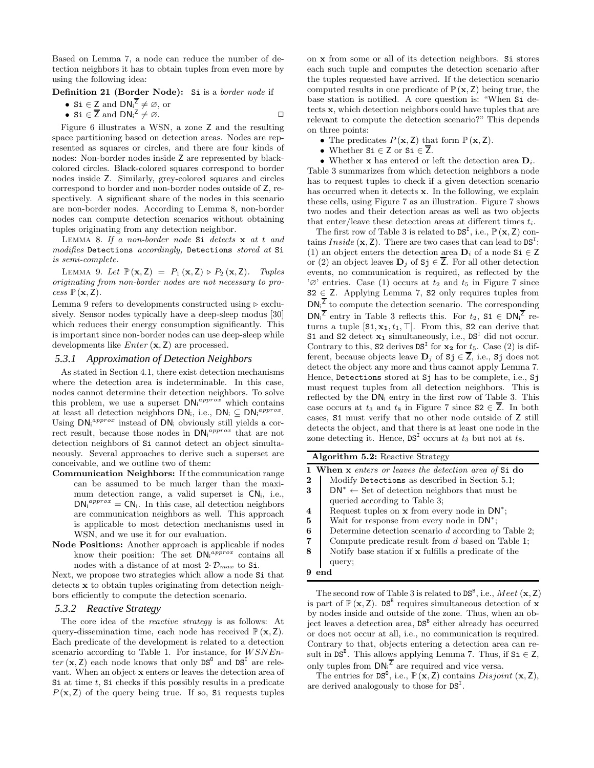Based on Lemma 7, a node can reduce the number of detection neighbors it has to obtain tuples from even more by using the following idea:

**Definition 21 (Border Node):** Si is a *border node* if

- $\mathtt{Si} \in \mathsf{Z}$ and $\mathsf{DN_i}^{\overline{\mathsf{Z}}} \neq \varnothing$, or
- $\mathtt{Si} \in \overline{\mathsf{Z}}$ and $\mathsf{DN_i}^{\mathsf{Z}} \neq \varnothing$. □

Figure 6 illustrates a WSN, a zone Z and the resulting space partitioning based on detection areas. Nodes are represented as squares or circles, and there are four kinds of nodes: Non-border nodes inside Z are represented by black-colored circles. Black-colored squares correspond to border nodes inside Z. Similarly, grey-colored squares and circles correspond to border and non-border nodes outside of Z, respectively. A significant share of the nodes in this scenario are non-border nodes. According to Lemma 8, non-border nodes can compute detection scenarios without obtaining tuples originating from any detection neighbor.

Lemma 8. *If a non-border node* Si *detects* $\mathbf{x}$ *at* $t$ *and modifies* Detections *accordingly,* Detections *stored at* Si *is semi-complete.*

Lemma 9. *Let* $\mathbb{P}(\mathbf{x}, \mathsf{Z}) = P_1(\mathbf{x}, \mathsf{Z}) \triangleright P_2(\mathbf{x}, \mathsf{Z})$. *Tuples originating from non-border nodes are not necessary to process* $\mathbb{P}(\mathbf{x}, \mathsf{Z})$.

Lemma 9 refers to developments constructed using $\triangleright$ exclusively. Sensor nodes typically have a deep-sleep modus [30] which reduces their energy consumption significantly. This is important since non-border nodes can use deep-sleep while developments like $Enter(\mathbf{x}, \mathsf{Z})$ are processed.

### 5.3.1 Approximation of Detection Neighbors

As stated in Section 4.1, there exist detection mechanisms where the detection area is indeterminable. In this case, nodes cannot determine their detection neighbors. To solve this problem, we use a superset $\mathsf{DN_i}^{approx}$ which contains at least all detection neighbors $\mathsf{DN_i}$, i.e., $\mathsf{DN_i} \subseteq \mathsf{DN_i}^{approx}$. Using $\mathsf{DN_i}^{approx}$ instead of $\mathsf{DN_i}$ obviously still yields a correct result, because those nodes in $\mathsf{DN_i}^{approx}$ that are not detection neighbors of Si cannot detect an object simultaneously. Several approaches to derive such a superset are conceivable, and we outline two of them:

**Communication Neighbors:** If the communication range can be assumed to be much larger than the maximum detection range, a valid superset is $\mathsf{CN_i}$, i.e., $\mathsf{DN_i}^{approx} = \mathsf{CN_i}$. In this case, all detection neighbors are communication neighbors as well. This approach is applicable to most detection mechanisms used in WSN, and we use it for our evaluation.

**Node Positions:** Another approach is applicable if nodes know their position: The set $\mathsf{DN_i}^{approx}$ contains all nodes with a distance of at most $2 \cdot \mathcal{D}_{max}$ to Si.

Next, we propose two strategies which allow a node Si that detects $\mathbf{x}$ to obtain tuples originating from detection neighbors efficiently to compute the detection scenario.

### 5.3.2 Reactive Strategy

The core idea of the *reactive strategy* is as follows: At query-dissemination time, each node has received $\mathbb{P}(\mathbf{x}, \mathsf{Z})$. Each predicate of the development is related to a detection scenario according to Table 1. For instance, for $WSNEnter(\mathbf{x}, \mathsf{Z})$ each node knows that only $\mathtt{DS}^{\mathtt{O}}$ and $\mathtt{DS}^{\mathtt{I}}$ are relevant. When an object $\mathbf{x}$ enters or leaves the detection area of Si at time $t$, Si checks if this possibly results in a predicate $P(\mathbf{x}, \mathsf{Z})$ of the query being true. If so, Si requests tuples on $\mathbf{x}$ from some or all of its detection neighbors. Si stores each such tuple and computes the detection scenario after the tuples requested have arrived. If the detection scenario computed results in one predicate of $\mathbb{P}(\mathbf{x}, \mathsf{Z})$ being true, the base station is notified. A core question is: "When Si detects $\mathbf{x}$, which detection neighbors could have tuples that are relevant to compute the detection scenario?" This depends on three points:

- The predicates $P(\mathbf{x}, \mathsf{Z})$ that form $\mathbb{P}(\mathbf{x}, \mathsf{Z})$.
- Whether $\mathtt{Si} \in \mathsf{Z}$ or $\mathtt{Si} \in \overline{\mathsf{Z}}$.
- Whether $\mathbf{x}$ has entered or left the detection area $\mathbf{D}_i$.

Table 3 summarizes from which detection neighbors a node has to request tuples to check if a given detection scenario has occurred when it detects $\mathbf{x}$. In the following, we explain these cells, using Figure 7 as an illustration. Figure 7 shows two nodes and their detection areas as well as two objects that enter/leave these detection areas at different times $t_i$.

The first row of Table 3 is related to $\mathtt{DS}^{\mathtt{I}}$, i.e., $\mathbb{P}(\mathbf{x}, \mathsf{Z})$ contains $Inside(\mathbf{x}, \mathsf{Z})$. There are two cases that can lead to $\mathtt{DS}^{\mathtt{I}}$: (1) an object enters the detection area $\mathbf{D}_i$ of a node $\mathtt{Si} \in \mathsf{Z}$ or (2) an object leaves $\mathbf{D}_j$ of $\mathtt{Sj} \in \overline{\mathsf{Z}}$. For all other detection events, no communication is required, as reflected by the '$\varnothing$' entries. Case (1) occurs at $t_2$ and $t_5$ in Figure 7 since $\mathtt{S2} \in \mathsf{Z}$. Applying Lemma 7, S2 only requires tuples from $\mathsf{DN_i}^{\overline{\mathsf{Z}}}$ to compute the detection scenario. The corresponding $\mathsf{DN_i}^{\overline{\mathsf{Z}}}$ entry in Table 3 reflects this. For $t_2$, $\mathtt{S1} \in \mathsf{DN_i}^{\overline{\mathsf{Z}}}$ returns a tuple $[\mathtt{S1}, \mathbf{x}_1, t_1, \top]$. From this, S2 can derive that S1 and S2 detect $\mathbf{x_1}$ simultaneously, i.e., $\mathtt{DS}^{\mathtt{I}}$ did not occur. Contrary to this, S2 derives $\mathtt{DS}^{\mathtt{I}}$ for $\mathbf{x_2}$ for $t_5$. Case (2) is different, because objects leave $\mathbf{D}_j$ of $\mathtt{Sj} \in \overline{\mathsf{Z}}$, i.e., Sj does not detect the object any more and thus cannot apply Lemma 7. Hence, Detections stored at Sj has to be complete, i.e., Sj must request tuples from all detection neighbors. This is reflected by the $\mathsf{DN_i}$ entry in the first row of Table 3. This case occurs at $t_3$ and $t_8$ in Figure 7 since $\mathtt{S2} \in \overline{\mathsf{Z}}$. In both cases, S1 must verify that no other node outside of Z still detects the object, and that there is at least one node in the zone detecting it. Hence, $\mathtt{DS}^{\mathtt{I}}$ occurs at $t_3$ but not at $t_8$.

**Algorithm 5.2:** Reactive Strategy

```
1 When x enters or leaves the detection area of Si do
2 |  Modify Detections as described in Section 5.1;
3 |  DN* ← Set of detection neighbors that must be
  |  queried according to Table 3;
4 |  Request tuples on x from every node in DN*;
5 |  Wait for response from every node in DN*;
6 |  Determine detection scenario d according to Table 2;
7 |  Compute predicate result from d based on Table 1;
8 |  Notify base station if x fulfills a predicate of the
  |  query;
9 end
```

The second row of Table 3 is related to $\mathtt{DS}^{\mathtt{B}}$, i.e., $Meet(\mathbf{x}, \mathsf{Z})$ is part of $\mathbb{P}(\mathbf{x}, \mathsf{Z})$. $\mathtt{DS}^{\mathtt{B}}$ requires simultaneous detection of $\mathbf{x}$ by nodes inside and outside of the zone. Thus, when an object leaves a detection area, $\mathtt{DS}^{\mathtt{B}}$ either already has occurred or does not occur at all, i.e., no communication is required. Contrary to that, objects entering a detection area can result in $\mathtt{DS}^{\mathtt{B}}$. This allows applying Lemma 7. Thus, if $\mathtt{Si} \in \mathsf{Z}$, only tuples from $\mathsf{DN_i}^{\overline{\mathsf{Z}}}$ are required and vice versa.

The entries for $\mathtt{DS}^{\mathtt{O}}$, i.e., $\mathbb{P}(\mathbf{x}, \mathsf{Z})$ contains $Disjoint(\mathbf{x}, \mathsf{Z})$, are derived analogously to those for $\mathtt{DS}^{\mathtt{I}}$.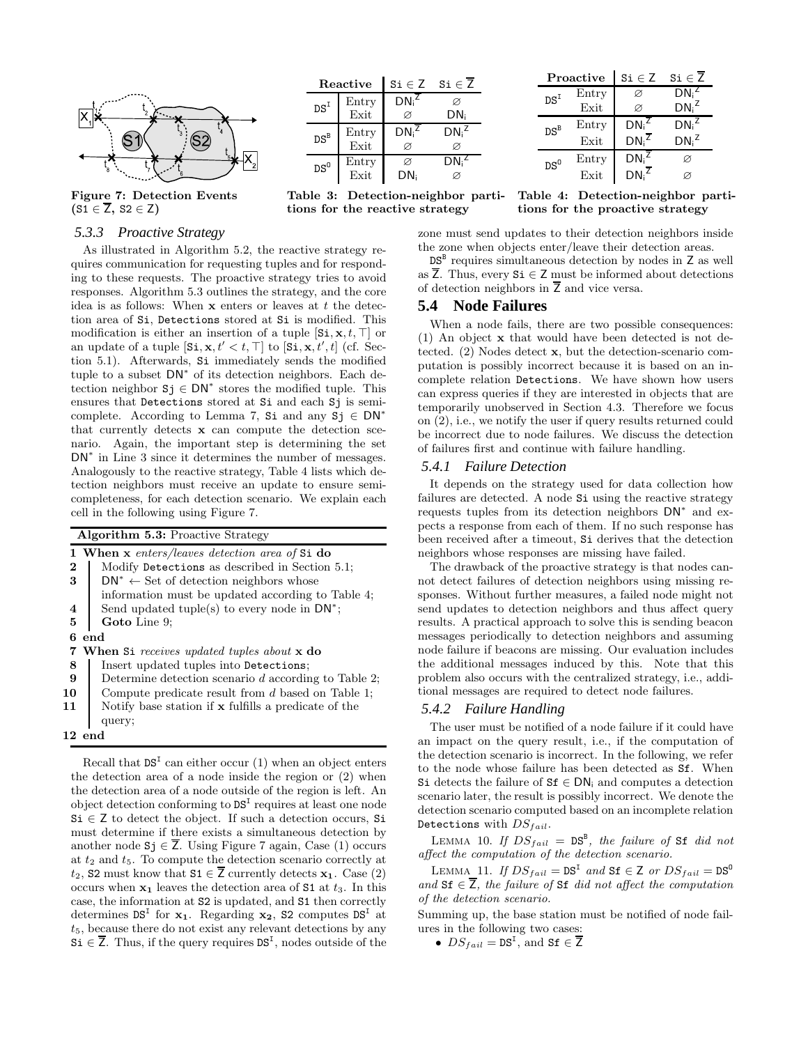Figure 7: Detection Events ($\texttt{S1} \in \overline{\texttt{Z}}$, $\texttt{S2} \in \texttt{Z}$)

| Reactive | | $\texttt{Si} \in \texttt{Z}$ | $\texttt{Si} \in \overline{\texttt{Z}}$ |
|---|---|---|---|
| $\texttt{DS}^{\texttt{I}}$ | Entry | $\mathsf{DN_i}^{\overline{\mathsf{Z}}}$ | ∅ |
| | Exit | ∅ | $\mathsf{DN_i}$ |
| $\texttt{DS}^{\texttt{B}}$ | Entry | $\mathsf{DN_i}^{\overline{\mathsf{Z}}}$ | $\mathsf{DN_i}^{\mathsf{Z}}$ |
| | Exit | ∅ | ∅ |
| $\texttt{DS}^{\texttt{O}}$ | Entry | ∅ | $\mathsf{DN_i}^{\mathsf{Z}}$ |
| | Exit | $\mathsf{DN_i}$ | ∅ |

Table 3: Detection-neighbor partitions for the reactive strategy

| Proactive | | $\texttt{Si} \in \texttt{Z}$ | $\texttt{Si} \in \overline{\texttt{Z}}$ |
|---|---|---|---|
| $\texttt{DS}^{\texttt{I}}$ | Entry | ∅ | $\mathsf{DN_i}^{\mathsf{Z}}$ |
| | Exit | ∅ | $\mathsf{DN_i}^{\mathsf{Z}}$ |
| $\texttt{DS}^{\texttt{B}}$ | Entry | $\mathsf{DN_i}^{\overline{\mathsf{Z}}}$ | $\mathsf{DN_i}^{\mathsf{Z}}$ |
| | Exit | $\mathsf{DN_i}^{\overline{\mathsf{Z}}}$ | $\mathsf{DN_i}^{\mathsf{Z}}$ |
| $\texttt{DS}^{\texttt{O}}$ | Entry | $\mathsf{DN_i}^{\overline{\mathsf{Z}}}$ | ∅ |
| | Exit | $\mathsf{DN_i}^{\overline{\mathsf{Z}}}$ | ∅ |

Table 4: Detection-neighbor partitions for the proactive strategy

### 5.3.3 Proactive Strategy

As illustrated in Algorithm 5.2, the reactive strategy requires communication for requesting tuples and for responding to these requests. The proactive strategy tries to avoid responses. Algorithm 5.3 outlines the strategy, and the core idea is as follows: When **x** enters or leaves at $t$ the detection area of `Si`, `Detections` stored at `Si` is modified. This modification is either an insertion of a tuple $[\texttt{Si}, \mathbf{x}, t, \top]$ or an update of a tuple $[\texttt{Si}, \mathbf{x}, t' < t, \top]$ to $[\texttt{Si}, \mathbf{x}, t', t]$ (cf. Section 5.1). Afterwards, `Si` immediately sends the modified tuple to a subset $\mathsf{DN}^*$ of its detection neighbors. Each detection neighbor $\texttt{Sj} \in \mathsf{DN}^*$ stores the modified tuple. This ensures that `Detections` stored at `Si` and each `Sj` is semi-complete. According to Lemma 7, `Si` and any $\texttt{Sj} \in \mathsf{DN}^*$ that currently detects **x** can compute the detection scenario. Again, the important step is determining the set $\mathsf{DN}^*$ in Line 3 since it determines the number of messages. Analogously to the reactive strategy, Table 4 lists which detection neighbors must receive an update to ensure semi-completeness, for each detection scenario. We explain each cell in the following using Figure 7.

**Algorithm 5.3:** Proactive Strategy

```
1  When x enters/leaves detection area of Si do
2      Modify Detections as described in Section 5.1;
3      DN* ← Set of detection neighbors whose
       information must be updated according to Table 4;
4      Send updated tuple(s) to every node in DN*;
5      Goto Line 9;
6  end
7  When Si receives updated tuples about x do
8      Insert updated tuples into Detections;
9      Determine detection scenario d according to Table 2;
10     Compute predicate result from d based on Table 1;
11     Notify base station if x fulfills a predicate of the
       query;
12 end
```

Recall that $\texttt{DS}^{\texttt{I}}$ can either occur (1) when an object enters the detection area of a node inside the region or (2) when the detection area of a node outside of the region is left. An object detection conforming to $\texttt{DS}^{\texttt{I}}$ requires at least one node $\texttt{Si} \in \texttt{Z}$ to detect the object. If such a detection occurs, `Si` must determine if there exists a simultaneous detection by another node $\texttt{Sj} \in \overline{\texttt{Z}}$. Using Figure 7 again, Case (1) occurs at $t_2$ and $t_5$. To compute the detection scenario correctly at $t_2$, `S2` must know that $\texttt{S1} \in \overline{\texttt{Z}}$ currently detects $\mathbf{x_1}$. Case (2) occurs when $\mathbf{x_1}$ leaves the detection area of `S1` at $t_3$. In this case, the information at `S2` is updated, and `S1` then correctly determines $\texttt{DS}^{\texttt{I}}$ for $\mathbf{x_1}$. Regarding $\mathbf{x_2}$, `S2` computes $\texttt{DS}^{\texttt{I}}$ at $t_5$, because there do not exist any relevant detections by any $\texttt{Si} \in \overline{\texttt{Z}}$. Thus, if the query requires $\texttt{DS}^{\texttt{I}}$, nodes outside of the zone must send updates to their detection neighbors inside the zone when objects enter/leave their detection areas.

$\texttt{DS}^{\texttt{B}}$ requires simultaneous detection by nodes in `Z` as well as $\overline{\texttt{Z}}$. Thus, every $\texttt{Si} \in \texttt{Z}$ must be informed about detections of detection neighbors in $\overline{\texttt{Z}}$ and vice versa.

## 5.4 Node Failures

When a node fails, there are two possible consequences: (1) An object **x** that would have been detected is not detected. (2) Nodes detect **x**, but the detection-scenario computation is possibly incorrect because it is based on an incomplete relation `Detections`. We have shown how users can express queries if they are interested in objects that are temporarily unobserved in Section 4.3. Therefore we focus on (2), i.e., we notify the user if query results returned could be incorrect due to node failures. We discuss the detection of failures first and continue with failure handling.

### 5.4.1 Failure Detection

It depends on the strategy used for data collection how failures are detected. A node `Si` using the reactive strategy requests tuples from its detection neighbors $\mathsf{DN}^*$ and expects a response from each of them. If no such response has been received after a timeout, `Si` derives that the detection neighbors whose responses are missing have failed.

The drawback of the proactive strategy is that nodes cannot detect failures of detection neighbors using missing responses. Without further measures, a failed node might not send updates to detection neighbors and thus affect query results. A practical approach to solve this is sending beacon messages periodically to detection neighbors and assuming node failure if beacons are missing. Our evaluation includes the additional messages induced by this. Note that this problem also occurs with the centralized strategy, i.e., additional messages are required to detect node failures.

### 5.4.2 Failure Handling

The user must be notified of a node failure if it could have an impact on the query result, i.e., if the computation of the detection scenario is incorrect. In the following, we refer to the node whose failure has been detected as `Sf`. When `Si` detects the failure of $\texttt{Sf} \in \mathsf{DN_i}$ and computes a detection scenario later, the result is possibly incorrect. We denote the detection scenario computed based on an incomplete relation `Detections` with $DS_{fail}$.

LEMMA 10. *If $DS_{fail} = \texttt{DS}^{\texttt{B}}$, the failure of `Sf` did not affect the computation of the detection scenario.*

LEMMA 11. *If $DS_{fail} = \texttt{DS}^{\texttt{I}}$ and $\texttt{Sf} \in \texttt{Z}$ or $DS_{fail} = \texttt{DS}^{\texttt{O}}$ and $\texttt{Sf} \in \overline{\texttt{Z}}$, the failure of `Sf` did not affect the computation of the detection scenario.*

Summing up, the base station must be notified of node failures in the following two cases:

- $DS_{fail} = \texttt{DS}^{\texttt{I}}$, and $\texttt{Sf} \in \overline{\texttt{Z}}$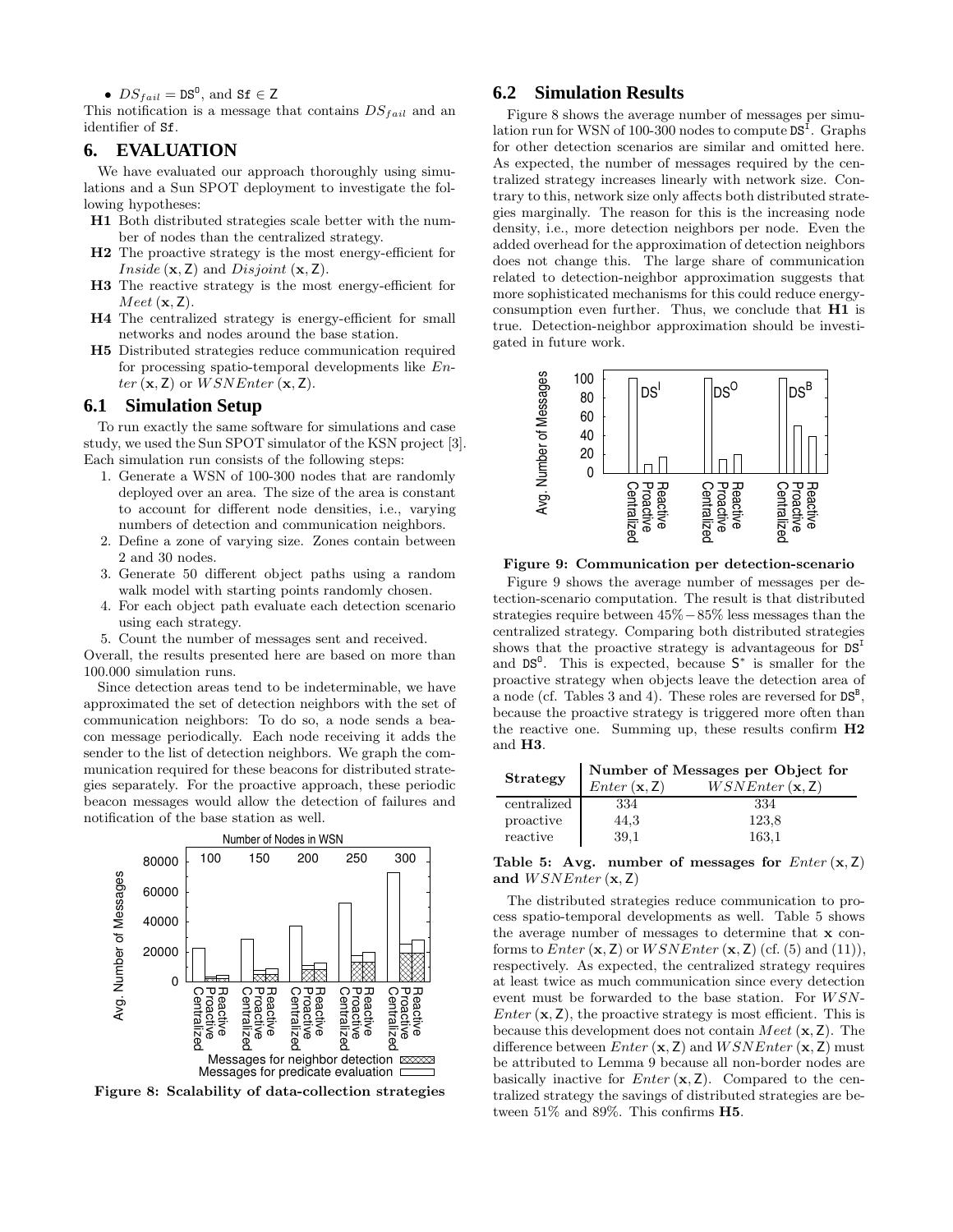- $DS_{fail} = \mathtt{DS}^{\mathtt{O}}$, and $\mathtt{Sf} \in \mathsf{Z}$

This notification is a message that contains $DS_{fail}$ and an identifier of Sf.

## 6. EVALUATION

We have evaluated our approach thoroughly using simulations and a Sun SPOT deployment to investigate the following hypotheses:

- **H1** Both distributed strategies scale better with the number of nodes than the centralized strategy.
- **H2** The proactive strategy is the most energy-efficient for $Inside\,(\mathbf{x}, \mathsf{Z})$ and $Disjoint\,(\mathbf{x}, \mathsf{Z})$.
- **H3** The reactive strategy is the most energy-efficient for $Meet\,(\mathbf{x}, \mathsf{Z})$.
- **H4** The centralized strategy is energy-efficient for small networks and nodes around the base station.
- **H5** Distributed strategies reduce communication required for processing spatio-temporal developments like $Enter\,(\mathbf{x}, \mathsf{Z})$ or $WSNEnter\,(\mathbf{x}, \mathsf{Z})$.

### 6.1 Simulation Setup

To run exactly the same software for simulations and case study, we used the Sun SPOT simulator of the KSN project [3]. Each simulation run consists of the following steps:

1. Generate a WSN of 100-300 nodes that are randomly deployed over an area. The size of the area is constant to account for different node densities, i.e., varying numbers of detection and communication neighbors.
2. Define a zone of varying size. Zones contain between 2 and 30 nodes.
3. Generate 50 different object paths using a random walk model with starting points randomly chosen.
4. For each object path evaluate each detection scenario using each strategy.
5. Count the number of messages sent and received.

Overall, the results presented here are based on more than 100.000 simulation runs.

Since detection areas tend to be indeterminable, we have approximated the set of detection neighbors with the set of communication neighbors: To do so, a node sends a beacon message periodically. Each node receiving it adds the sender to the list of detection neighbors. We graph the communication required for these beacons for distributed strategies separately. For the proactive approach, these periodic beacon messages would allow the detection of failures and notification of the base station as well.

**Figure 8: Scalability of data-collection strategies**

### 6.2 Simulation Results

Figure 8 shows the average number of messages per simulation run for WSN of 100-300 nodes to compute $\mathtt{DS}^{\mathtt{I}}$. Graphs for other detection scenarios are similar and omitted here. As expected, the number of messages required by the centralized strategy increases linearly with network size. Contrary to this, network size only affects both distributed strategies marginally. The reason for this is the increasing node density, i.e., more detection neighbors per node. Even the added overhead for the approximation of detection neighbors does not change this. The large share of communication related to detection-neighbor approximation suggests that more sophisticated mechanisms for this could reduce energy-consumption even further. Thus, we conclude that **H1** is true. Detection-neighbor approximation should be investigated in future work.

**Figure 9: Communication per detection-scenario**

Figure 9 shows the average number of messages per detection-scenario computation. The result is that distributed strategies require between 45% − 85% less messages than the centralized strategy. Comparing both distributed strategies shows that the proactive strategy is advantageous for $\mathtt{DS}^{\mathtt{I}}$ and $\mathtt{DS}^{\mathtt{O}}$. This is expected, because $\mathsf{S}^*$ is smaller for the proactive strategy when objects leave the detection area of a node (cf. Tables 3 and 4). These roles are reversed for $\mathtt{DS}^{\mathtt{B}}$, because the proactive strategy is triggered more often than the reactive one. Summing up, these results confirm **H2** and **H3**.

| Strategy | Number of Messages per Object for | |
|---|---|---|
| | $Enter\,(\mathbf{x}, \mathsf{Z})$ | $WSNEnter\,(\mathbf{x}, \mathsf{Z})$ |
| centralized | 334 | 334 |
| proactive | 44,3 | 123,8 |
| reactive | 39,1 | 163,1 |

**Table 5: Avg. number of messages for $Enter\,(\mathbf{x}, \mathsf{Z})$ and $WSNEnter\,(\mathbf{x}, \mathsf{Z})$**

The distributed strategies reduce communication to process spatio-temporal developments as well. Table 5 shows the average number of messages to determine that $\mathbf{x}$ conforms to $Enter\,(\mathbf{x}, \mathsf{Z})$ or $WSNEnter\,(\mathbf{x}, \mathsf{Z})$ (cf. (5) and (11)), respectively. As expected, the centralized strategy requires at least twice as much communication since every detection event must be forwarded to the base station. For $WSNEnter\,(\mathbf{x}, \mathsf{Z})$, the proactive strategy is most efficient. This is because this development does not contain $Meet\,(\mathbf{x}, \mathsf{Z})$. The difference between $Enter\,(\mathbf{x}, \mathsf{Z})$ and $WSNEnter\,(\mathbf{x}, \mathsf{Z})$ must be attributed to Lemma 9 because all non-border nodes are basically inactive for $Enter\,(\mathbf{x}, \mathsf{Z})$. Compared to the centralized strategy the savings of distributed strategies are between 51% and 89%. This confirms **H5**.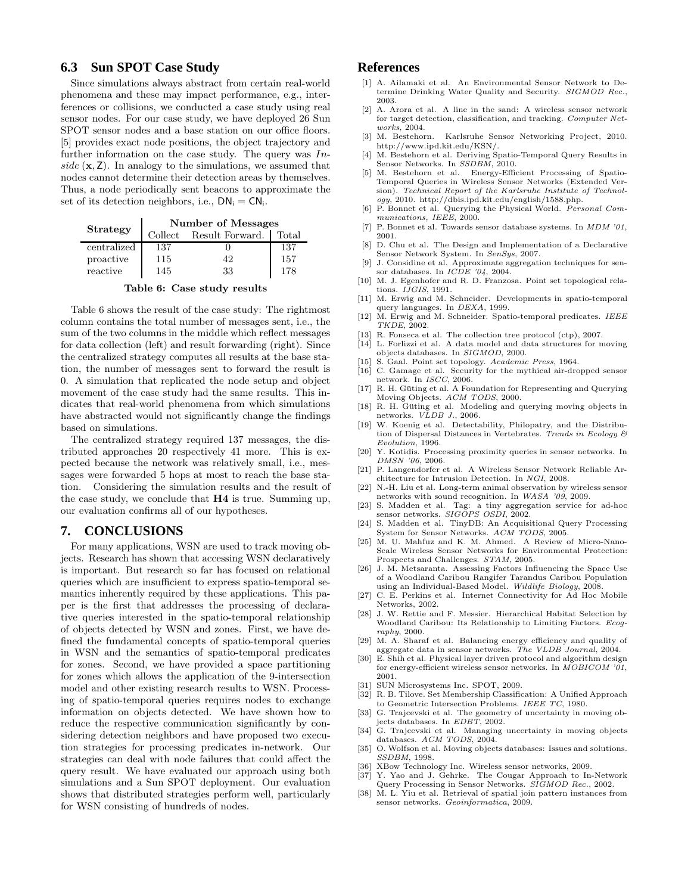### 6.3 Sun SPOT Case Study

Since simulations always abstract from certain real-world phenomena and these may impact performance, e.g., interferences or collisions, we conducted a case study using real sensor nodes. For our case study, we have deployed 26 Sun SPOT sensor nodes and a base station on our office floors. [5] provides exact node positions, the object trajectory and further information on the case study. The query was *Inside* $(\mathsf{x}, \mathsf{Z})$. In analogy to the simulations, we assumed that nodes cannot determine their detection areas by themselves. Thus, a node periodically sent beacons to approximate the set of its detection neighbors, i.e., $\mathsf{DN_i} = \mathsf{CN_i}$.

| Strategy | Number of Messages | | |
|---|---|---|---|
| | Collect | Result Forward. | Total |
| centralized | 137 | 0 | 137 |
| proactive | 115 | 42 | 157 |
| reactive | 145 | 33 | 178 |

**Table 6: Case study results**

Table 6 shows the result of the case study: The rightmost column contains the total number of messages sent, i.e., the sum of the two columns in the middle which reflect messages for data collection (left) and result forwarding (right). Since the centralized strategy computes all results at the base station, the number of messages sent to forward the result is 0. A simulation that replicated the node setup and object movement of the case study had the same results. This indicates that real-world phenomena from which simulations have abstracted would not significantly change the findings based on simulations.

The centralized strategy required 137 messages, the distributed approaches 20 respectively 41 more. This is expected because the network was relatively small, i.e., messages were forwarded 5 hops at most to reach the base station. Considering the simulation results and the result of the case study, we conclude that **H4** is true. Summing up, our evaluation confirms all of our hypotheses.

## 7. CONCLUSIONS

For many applications, WSN are used to track moving objects. Research has shown that accessing WSN declaratively is important. But research so far has focused on relational queries which are insufficient to express spatio-temporal semantics inherently required by these applications. This paper is the first that addresses the processing of declarative queries interested in the spatio-temporal relationship of objects detected by WSN and zones. First, we have defined the fundamental concepts of spatio-temporal queries in WSN and the semantics of spatio-temporal predicates for zones. Second, we have provided a space partitioning for zones which allows the application of the 9-intersection model and other existing research results to WSN. Processing of spatio-temporal queries requires nodes to exchange information on objects detected. We have shown how to reduce the respective communication significantly by considering detection neighbors and have proposed two execution strategies for processing predicates in-network. Our strategies can deal with node failures that could affect the query result. We have evaluated our approach using both simulations and a Sun SPOT deployment. Our evaluation shows that distributed strategies perform well, particularly for WSN consisting of hundreds of nodes.

## References

[1] A. Ailamaki et al. An Environmental Sensor Network to Determine Drinking Water Quality and Security. *SIGMOD Rec.*, 2003.

[2] A. Arora et al. A line in the sand: A wireless sensor network for target detection, classification, and tracking. *Computer Networks*, 2004.

[3] M. Bestehorn. Karlsruhe Sensor Networking Project, 2010. http://www.ipd.kit.edu/KSN/.

[4] M. Bestehorn et al. Deriving Spatio-Temporal Query Results in Sensor Networks. In *SSDBM*, 2010.

[5] M. Bestehorn et al. Energy-Efficient Processing of Spatio-Temporal Queries in Wireless Sensor Networks (Extended Version). *Technical Report of the Karlsruhe Institute of Technology*, 2010. http://dbis.ipd.kit.edu/english/1588.php.

[6] P. Bonnet et al. Querying the Physical World. *Personal Communications, IEEE*, 2000.

[7] P. Bonnet et al. Towards sensor database systems. In *MDM '01*, 2001.

[8] D. Chu et al. The Design and Implementation of a Declarative Sensor Network System. In *SenSys*, 2007.

[9] J. Considine et al. Approximate aggregation techniques for sensor databases. In *ICDE '04*, 2004.

[10] M. J. Egenhofer and R. D. Franzosa. Point set topological relations. *IJGIS*, 1991.

[11] M. Erwig and M. Schneider. Developments in spatio-temporal query languages. In *DEXA*, 1999.

[12] M. Erwig and M. Schneider. Spatio-temporal predicates. *IEEE TKDE*, 2002.

[13] R. Fonseca et al. The collection tree protocol (ctp), 2007.

[14] L. Forlizzi et al. A data model and data structures for moving objects databases. In *SIGMOD*, 2000.

[15] S. Gaal. Point set topology. *Academic Press*, 1964.

[16] C. Gamage et al. Security for the mythical air-dropped sensor network. In *ISCC*, 2006.

[17] R. H. Güting et al. A Foundation for Representing and Querying Moving Objects. *ACM TODS*, 2000.

[18] R. H. Güting et al. Modeling and querying moving objects in networks. *VLDB J.*, 2006.

[19] W. Koenig et al. Detectability, Philopatry, and the Distribution of Dispersal Distances in Vertebrates. *Trends in Ecology & Evolution*, 1996.

[20] Y. Kotidis. Processing proximity queries in sensor networks. In *DMSN '06*, 2006.

[21] P. Langendorfer et al. A Wireless Sensor Network Reliable Architecture for Intrusion Detection. In *NGI*, 2008.

[22] N.-H. Liu et al. Long-term animal observation by wireless sensor networks with sound recognition. In *WASA '09*, 2009.

[23] S. Madden et al. Tag: a tiny aggregation service for ad-hoc sensor networks. *SIGOPS OSDI*, 2002.

[24] S. Madden et al. TinyDB: An Acquisitional Query Processing System for Sensor Networks. *ACM TODS*, 2005.

[25] M. U. Mahfuz and K. M. Ahmed. A Review of Micro-Nano-Scale Wireless Sensor Networks for Environmental Protection: Prospects and Challenges. *STAM*, 2005.

[26] J. M. Metsaranta. Assessing Factors Influencing the Space Use of a Woodland Caribou Rangifer Tarandus Caribou Population using an Individual-Based Model. *Wildlife Biology*, 2008.

[27] C. E. Perkins et al. Internet Connectivity for Ad Hoc Mobile Networks, 2002.

[28] J. W. Rettie and F. Messier. Hierarchical Habitat Selection by Woodland Caribou: Its Relationship to Limiting Factors. *Ecography*, 2000.

[29] M. A. Sharaf et al. Balancing energy efficiency and quality of aggregate data in sensor networks. *The VLDB Journal*, 2004.

[30] E. Shih et al. Physical layer driven protocol and algorithm design for energy-efficient wireless sensor networks. In *MOBICOM '01*, 2001.

[31] SUN Microsystems Inc. SPOT, 2009.

[32] R. B. Tilove. Set Membership Classification: A Unified Approach to Geometric Intersection Problems. *IEEE TC*, 1980.

[33] G. Trajcevski et al. The geometry of uncertainty in moving objects databases. In *EDBT*, 2002.

[34] G. Trajcevski et al. Managing uncertainty in moving objects databases. *ACM TODS*, 2004.

[35] O. Wolfson et al. Moving objects databases: Issues and solutions. *SSDBM*, 1998.

[36] XBow Technology Inc. Wireless sensor networks, 2009.

[37] Y. Yao and J. Gehrke. The Cougar Approach to In-Network Query Processing in Sensor Networks. *SIGMOD Rec.*, 2002.

[38] M. L. Yiu et al. Retrieval of spatial join pattern instances from sensor networks. *Geoinformatica*, 2009.